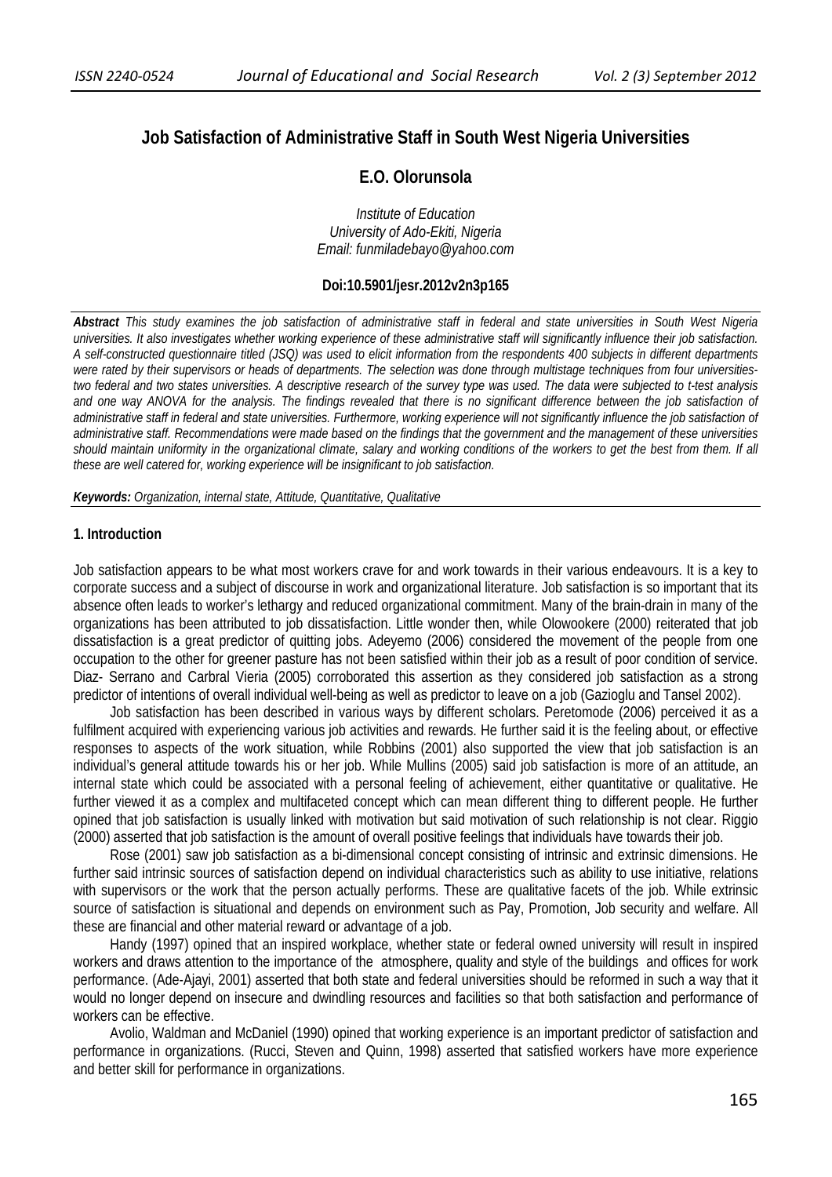# Job Satisfaction of Administrative Staff in South West Nigeria Universities

**E.O. Olorunsola**

*Institute of Education*
*University of Ado-Ekiti, Nigeria*
*Email: funmiladebayo@yahoo.com*

**Doi:10.5901/jesr.2012v2n3p165**

***Abstract*** *This study examines the job satisfaction of administrative staff in federal and state universities in South West Nigeria universities. It also investigates whether working experience of these administrative staff will significantly influence their job satisfaction. A self-constructed questionnaire titled (JSQ) was used to elicit information from the respondents 400 subjects in different departments were rated by their supervisors or heads of departments. The selection was done through multistage techniques from four universities- two federal and two states universities. A descriptive research of the survey type was used. The data were subjected to t-test analysis and one way ANOVA for the analysis. The findings revealed that there is no significant difference between the job satisfaction of administrative staff in federal and state universities. Furthermore, working experience will not significantly influence the job satisfaction of administrative staff. Recommendations were made based on the findings that the government and the management of these universities should maintain uniformity in the organizational climate, salary and working conditions of the workers to get the best from them. If all these are well catered for, working experience will be insignificant to job satisfaction.*

***Keywords:*** *Organization, internal state, Attitude, Quantitative, Qualitative*

## 1. Introduction

Job satisfaction appears to be what most workers crave for and work towards in their various endeavours. It is a key to corporate success and a subject of discourse in work and organizational literature. Job satisfaction is so important that its absence often leads to worker's lethargy and reduced organizational commitment. Many of the brain-drain in many of the organizations has been attributed to job dissatisfaction. Little wonder then, while Olowookere (2000) reiterated that job dissatisfaction is a great predictor of quitting jobs. Adeyemo (2006) considered the movement of the people from one occupation to the other for greener pasture has not been satisfied within their job as a result of poor condition of service. Diaz- Serrano and Carbral Vieria (2005) corroborated this assertion as they considered job satisfaction as a strong predictor of intentions of overall individual well-being as well as predictor to leave on a job (Gazioglu and Tansel 2002).

Job satisfaction has been described in various ways by different scholars. Peretomode (2006) perceived it as a fulfilment acquired with experiencing various job activities and rewards. He further said it is the feeling about, or effective responses to aspects of the work situation, while Robbins (2001) also supported the view that job satisfaction is an individual's general attitude towards his or her job. While Mullins (2005) said job satisfaction is more of an attitude, an internal state which could be associated with a personal feeling of achievement, either quantitative or qualitative. He further viewed it as a complex and multifaceted concept which can mean different thing to different people. He further opined that job satisfaction is usually linked with motivation but said motivation of such relationship is not clear. Riggio (2000) asserted that job satisfaction is the amount of overall positive feelings that individuals have towards their job.

Rose (2001) saw job satisfaction as a bi-dimensional concept consisting of intrinsic and extrinsic dimensions. He further said intrinsic sources of satisfaction depend on individual characteristics such as ability to use initiative, relations with supervisors or the work that the person actually performs. These are qualitative facets of the job. While extrinsic source of satisfaction is situational and depends on environment such as Pay, Promotion, Job security and welfare. All these are financial and other material reward or advantage of a job.

Handy (1997) opined that an inspired workplace, whether state or federal owned university will result in inspired workers and draws attention to the importance of the atmosphere, quality and style of the buildings and offices for work performance. (Ade-Ajayi, 2001) asserted that both state and federal universities should be reformed in such a way that it would no longer depend on insecure and dwindling resources and facilities so that both satisfaction and performance of workers can be effective.

Avolio, Waldman and McDaniel (1990) opined that working experience is an important predictor of satisfaction and performance in organizations. (Rucci, Steven and Quinn, 1998) asserted that satisfied workers have more experience and better skill for performance in organizations.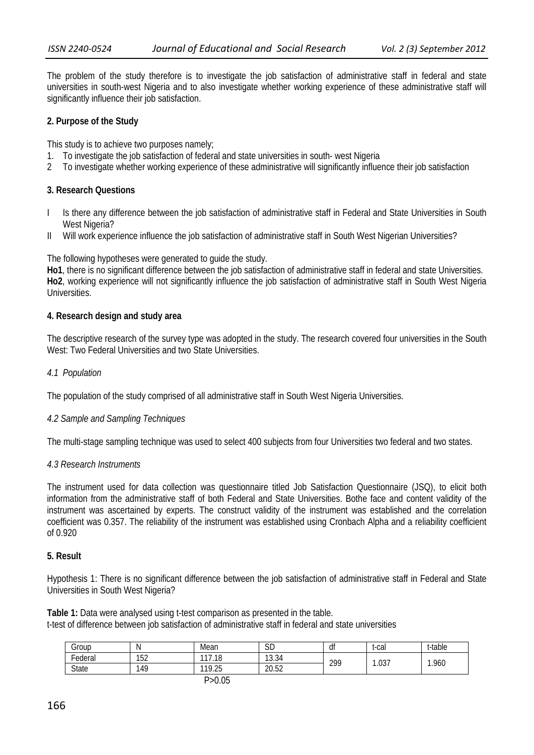The problem of the study therefore is to investigate the job satisfaction of administrative staff in federal and state universities in south-west Nigeria and to also investigate whether working experience of these administrative staff will significantly influence their job satisfaction.

## 2. Purpose of the Study

This study is to achieve two purposes namely;

1. To investigate the job satisfaction of federal and state universities in south- west Nigeria
2. To investigate whether working experience of these administrative will significantly influence their job satisfaction

## 3. Research Questions

I Is there any difference between the job satisfaction of administrative staff in Federal and State Universities in South West Nigeria?

II Will work experience influence the job satisfaction of administrative staff in South West Nigerian Universities?

The following hypotheses were generated to guide the study.

**Ho1**, there is no significant difference between the job satisfaction of administrative staff in federal and state Universities.
**Ho2**, working experience will not significantly influence the job satisfaction of administrative staff in South West Nigeria Universities.

## 4. Research design and study area

The descriptive research of the survey type was adopted in the study. The research covered four universities in the South West: Two Federal Universities and two State Universities.

### *4.1 Population*

The population of the study comprised of all administrative staff in South West Nigeria Universities.

### *4.2 Sample and Sampling Techniques*

The multi-stage sampling technique was used to select 400 subjects from four Universities two federal and two states.

### *4.3 Research Instruments*

The instrument used for data collection was questionnaire titled Job Satisfaction Questionnaire (JSQ), to elicit both information from the administrative staff of both Federal and State Universities. Bothe face and content validity of the instrument was ascertained by experts. The construct validity of the instrument was established and the correlation coefficient was 0.357. The reliability of the instrument was established using Cronbach Alpha and a reliability coefficient of 0.920

## 5. Result

Hypothesis 1: There is no significant difference between the job satisfaction of administrative staff in Federal and State Universities in South West Nigeria?

**Table 1:** Data were analysed using t-test comparison as presented in the table.
t-test of difference between job satisfaction of administrative staff in federal and state universities

| Group | N | Mean | SD | df | t-cal | t-table |
|---|---|---|---|---|---|---|
| Federal | 152 | 117.18 | 13.34 | 299 | 1.037 | 1.960 |
| State | 149 | 119.25 | 20.52 | | | |

$P>0.05$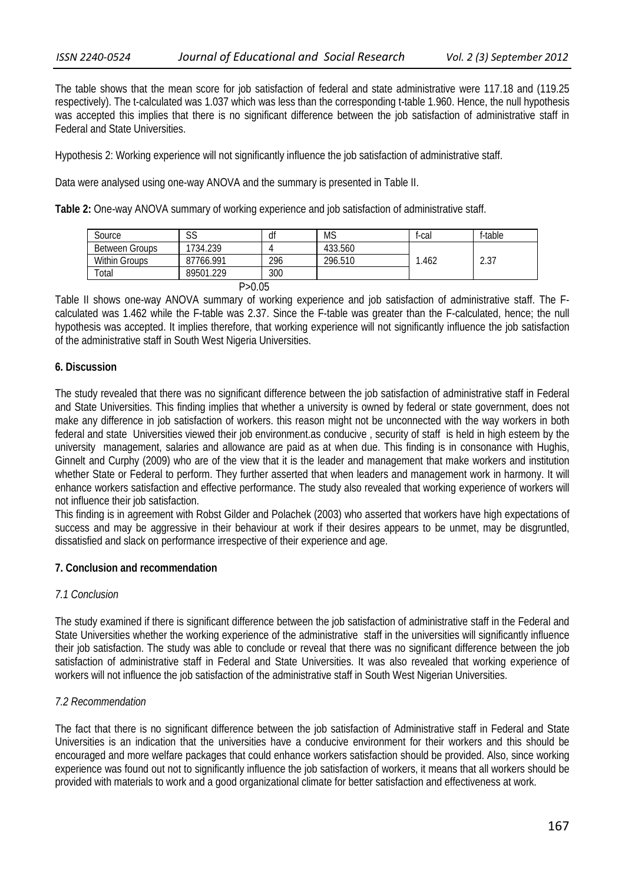The table shows that the mean score for job satisfaction of federal and state administrative were 117.18 and (119.25 respectively). The t-calculated was 1.037 which was less than the corresponding t-table 1.960. Hence, the null hypothesis was accepted this implies that there is no significant difference between the job satisfaction of administrative staff in Federal and State Universities.

Hypothesis 2: Working experience will not significantly influence the job satisfaction of administrative staff.

Data were analysed using one-way ANOVA and the summary is presented in Table II.

**Table 2:** One-way ANOVA summary of working experience and job satisfaction of administrative staff.

| Source | SS | df | MS | f-cal | f-table |
|---|---|---|---|---|---|
| Between Groups | 1734.239 | 4 | 433.560 | 1.462 | 2.37 |
| Within Groups | 87766.991 | 296 | 296.510 | | |
| Total | 89501.229 | 300 | | | |

P>0.05

Table II shows one-way ANOVA summary of working experience and job satisfaction of administrative staff. The F-calculated was 1.462 while the F-table was 2.37. Since the F-table was greater than the F-calculated, hence; the null hypothesis was accepted. It implies therefore, that working experience will not significantly influence the job satisfaction of the administrative staff in South West Nigeria Universities.

### 6. Discussion

The study revealed that there was no significant difference between the job satisfaction of administrative staff in Federal and State Universities. This finding implies that whether a university is owned by federal or state government, does not make any difference in job satisfaction of workers. this reason might not be unconnected with the way workers in both federal and state Universities viewed their job environment.as conducive , security of staff is held in high esteem by the university management, salaries and allowance are paid as at when due. This finding is in consonance with Hughis, Ginnelt and Curphy (2009) who are of the view that it is the leader and management that make workers and institution whether State or Federal to perform. They further asserted that when leaders and management work in harmony. It will enhance workers satisfaction and effective performance. The study also revealed that working experience of workers will not influence their job satisfaction.

This finding is in agreement with Robst Gilder and Polachek (2003) who asserted that workers have high expectations of success and may be aggressive in their behaviour at work if their desires appears to be unmet, may be disgruntled, dissatisfied and slack on performance irrespective of their experience and age.

### 7. Conclusion and recommendation

#### *7.1 Conclusion*

The study examined if there is significant difference between the job satisfaction of administrative staff in the Federal and State Universities whether the working experience of the administrative staff in the universities will significantly influence their job satisfaction. The study was able to conclude or reveal that there was no significant difference between the job satisfaction of administrative staff in Federal and State Universities. It was also revealed that working experience of workers will not influence the job satisfaction of the administrative staff in South West Nigerian Universities.

#### *7.2 Recommendation*

The fact that there is no significant difference between the job satisfaction of Administrative staff in Federal and State Universities is an indication that the universities have a conducive environment for their workers and this should be encouraged and more welfare packages that could enhance workers satisfaction should be provided. Also, since working experience was found out not to significantly influence the job satisfaction of workers, it means that all workers should be provided with materials to work and a good organizational climate for better satisfaction and effectiveness at work.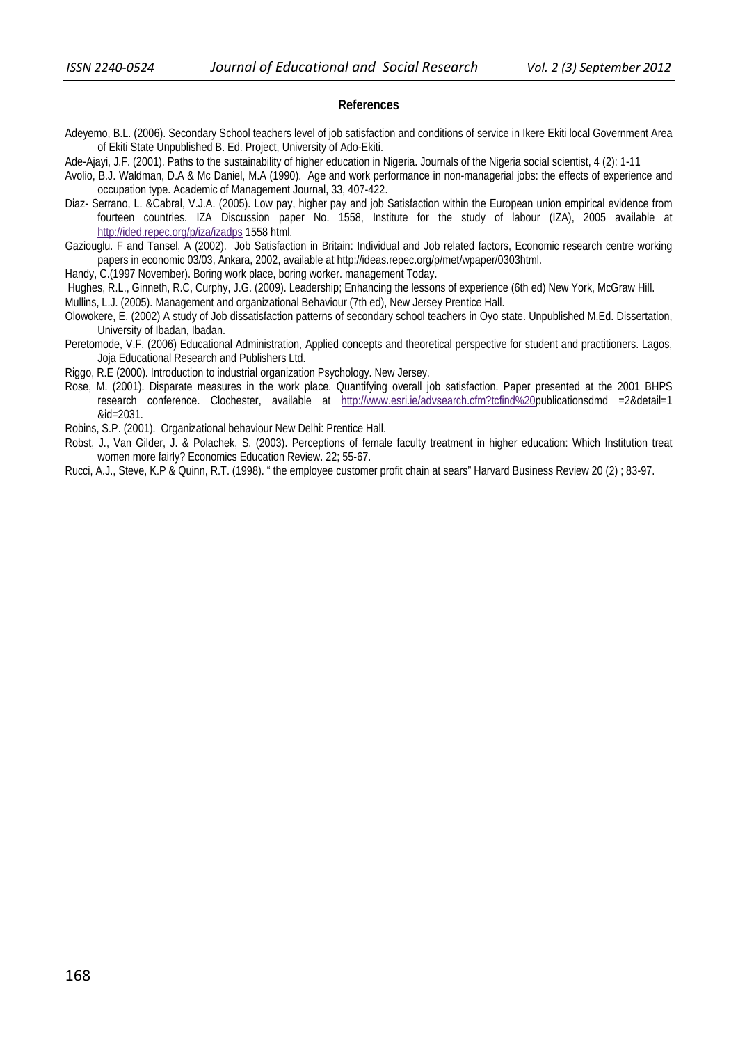## References

Adeyemo, B.L. (2006). Secondary School teachers level of job satisfaction and conditions of service in Ikere Ekiti local Government Area of Ekiti State Unpublished B. Ed. Project, University of Ado-Ekiti.

Ade-Ajayi, J.F. (2001). Paths to the sustainability of higher education in Nigeria. Journals of the Nigeria social scientist, 4 (2): 1-11

Avolio, B.J. Waldman, D.A & Mc Daniel, M.A (1990). Age and work performance in non-managerial jobs: the effects of experience and occupation type. Academic of Management Journal, 33, 407-422.

Diaz- Serrano, L. &Cabral, V.J.A. (2005). Low pay, higher pay and job Satisfaction within the European union empirical evidence from fourteen countries. IZA Discussion paper No. 1558, Institute for the study of labour (IZA), 2005 available at http://ided.repec.org/p/iza/izadps 1558 html.

Gaziouglu. F and Tansel, A (2002). Job Satisfaction in Britain: Individual and Job related factors, Economic research centre working papers in economic 03/03, Ankara, 2002, available at http;//ideas.repec.org/p/met/wpaper/0303html.

Handy, C.(1997 November). Boring work place, boring worker. management Today.

Hughes, R.L., Ginneth, R.C, Curphy, J.G. (2009). Leadership; Enhancing the lessons of experience (6th ed) New York, McGraw Hill.

Mullins, L.J. (2005). Management and organizational Behaviour (7th ed), New Jersey Prentice Hall.

Olowokere, E. (2002) A study of Job dissatisfaction patterns of secondary school teachers in Oyo state. Unpublished M.Ed. Dissertation, University of Ibadan, Ibadan.

Peretomode, V.F. (2006) Educational Administration, Applied concepts and theoretical perspective for student and practitioners. Lagos, Joja Educational Research and Publishers Ltd.

Riggo, R.E (2000). Introduction to industrial organization Psychology. New Jersey.

Rose, M. (2001). Disparate measures in the work place. Quantifying overall job satisfaction. Paper presented at the 2001 BHPS research conference. Clochester, available at http://www.esri.ie/advsearch.cfm?tcfind%20publicationsdmd =2&detail=1 &id=2031.

Robins, S.P. (2001). Organizational behaviour New Delhi: Prentice Hall.

Robst, J., Van Gilder, J. & Polachek, S. (2003). Perceptions of female faculty treatment in higher education: Which Institution treat women more fairly? Economics Education Review. 22; 55-67.

Rucci, A.J., Steve, K.P & Quinn, R.T. (1998). " the employee customer profit chain at sears" Harvard Business Review 20 (2) ; 83-97.